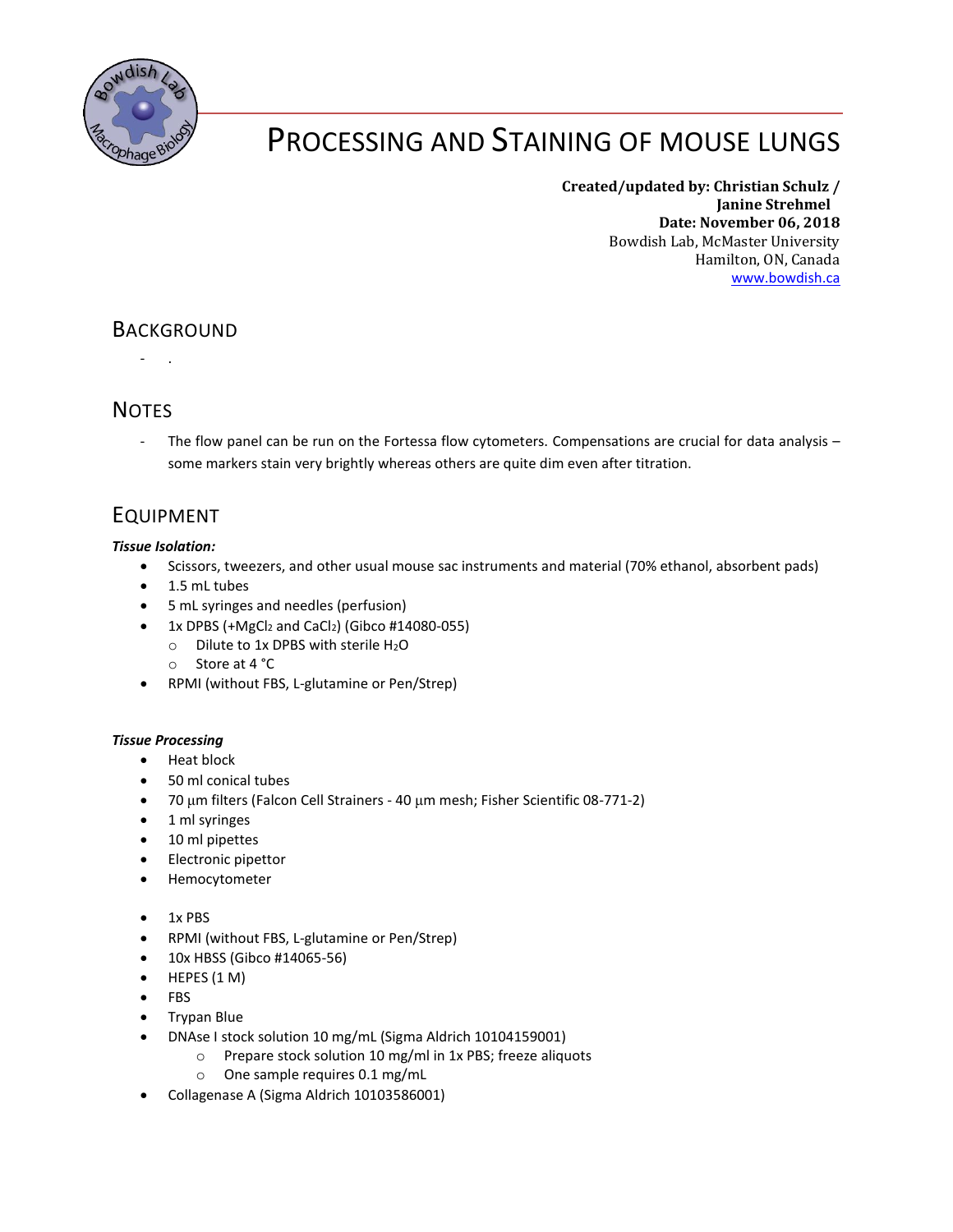# Processing and Staining of Mouse Lungs

**Created/updated by: Christian Schulz / Janine Strehmel**
**Date: November 06, 2018**
Bowdish Lab, McMaster University
Hamilton, ON, Canada
www.bowdish.ca

## Background

- .

## Notes

- The flow panel can be run on the Fortessa flow cytometers. Compensations are crucial for data analysis – some markers stain very brightly whereas others are quite dim even after titration.

## Equipment

***Tissue Isolation:***

- Scissors, tweezers, and other usual mouse sac instruments and material (70% ethanol, absorbent pads)
- 1.5 mL tubes
- 5 mL syringes and needles (perfusion)
- 1x DPBS (+$MgCl_2$ and $CaCl_2$) (Gibco #14080-055)
  - Dilute to 1x DPBS with sterile $H_2O$
  - Store at 4 °C
- RPMI (without FBS, L-glutamine or Pen/Strep)

***Tissue Processing***

- Heat block
- 50 ml conical tubes
- 70 µm filters (Falcon Cell Strainers - 40 µm mesh; Fisher Scientific 08-771-2)
- 1 ml syringes
- 10 ml pipettes
- Electronic pipettor
- Hemocytometer

- 1x PBS
- RPMI (without FBS, L-glutamine or Pen/Strep)
- 10x HBSS (Gibco #14065-56)
- HEPES (1 M)
- FBS
- Trypan Blue
- DNAse I stock solution 10 mg/mL (Sigma Aldrich 10104159001)
  - Prepare stock solution 10 mg/ml in 1x PBS; freeze aliquots
  - One sample requires 0.1 mg/mL
- Collagenase A (Sigma Aldrich 10103586001)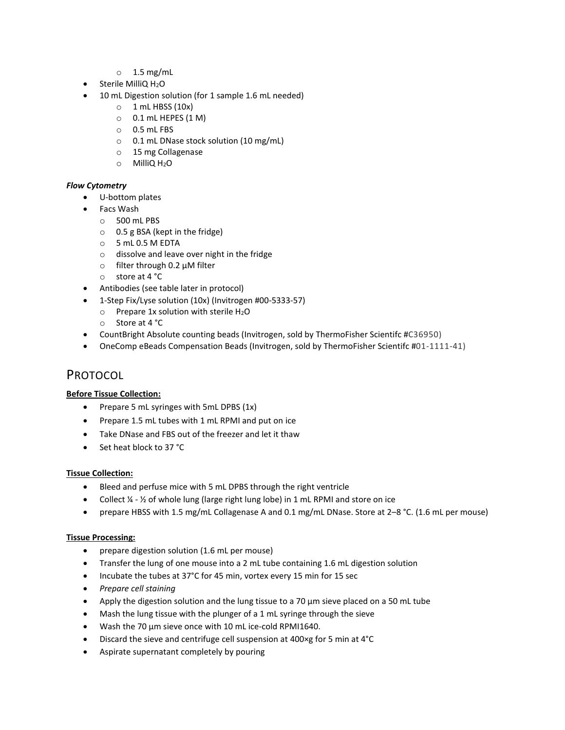- 1.5 mg/mL
- Sterile MilliQ $H_2O$
- 10 mL Digestion solution (for 1 sample 1.6 mL needed)
    - 1 mL HBSS (10x)
    - 0.1 mL HEPES (1 M)
    - 0.5 mL FBS
    - 0.1 mL DNase stock solution (10 mg/mL)
    - 15 mg Collagenase
    - MilliQ $H_2O$

***Flow Cytometry***

- U-bottom plates
- Facs Wash
    - 500 mL PBS
    - 0.5 g BSA (kept in the fridge)
    - 5 mL 0.5 M EDTA
    - dissolve and leave over night in the fridge
    - filter through 0.2 µM filter
    - store at 4 °C
- Antibodies (see table later in protocol)
- 1-Step Fix/Lyse solution (10x) (Invitrogen #00-5333-57)
    - Prepare 1x solution with sterile $H_2O$
    - Store at 4 °C
- CountBright Absolute counting beads (Invitrogen, sold by ThermoFisher Scientifc #C36950)
- OneComp eBeads Compensation Beads (Invitrogen, sold by ThermoFisher Scientifc #01-1111-41)

# Protocol

**Before Tissue Collection:**

- Prepare 5 mL syringes with 5mL DPBS (1x)
- Prepare 1.5 mL tubes with 1 mL RPMI and put on ice
- Take DNase and FBS out of the freezer and let it thaw
- Set heat block to 37 °C

**Tissue Collection:**

- Bleed and perfuse mice with 5 mL DPBS through the right ventricle
- Collect ¼ - ½ of whole lung (large right lung lobe) in 1 mL RPMI and store on ice
- prepare HBSS with 1.5 mg/mL Collagenase A and 0.1 mg/mL DNase. Store at 2–8 °C. (1.6 mL per mouse)

**Tissue Processing:**

- prepare digestion solution (1.6 mL per mouse)
- Transfer the lung of one mouse into a 2 mL tube containing 1.6 mL digestion solution
- Incubate the tubes at 37°C for 45 min, vortex every 15 min for 15 sec
- *Prepare cell staining*
- Apply the digestion solution and the lung tissue to a 70 µm sieve placed on a 50 mL tube
- Mash the lung tissue with the plunger of a 1 mL syringe through the sieve
- Wash the 70 µm sieve once with 10 mL ice-cold RPMI1640.
- Discard the sieve and centrifuge cell suspension at 400×g for 5 min at 4°C
- Aspirate supernatant completely by pouring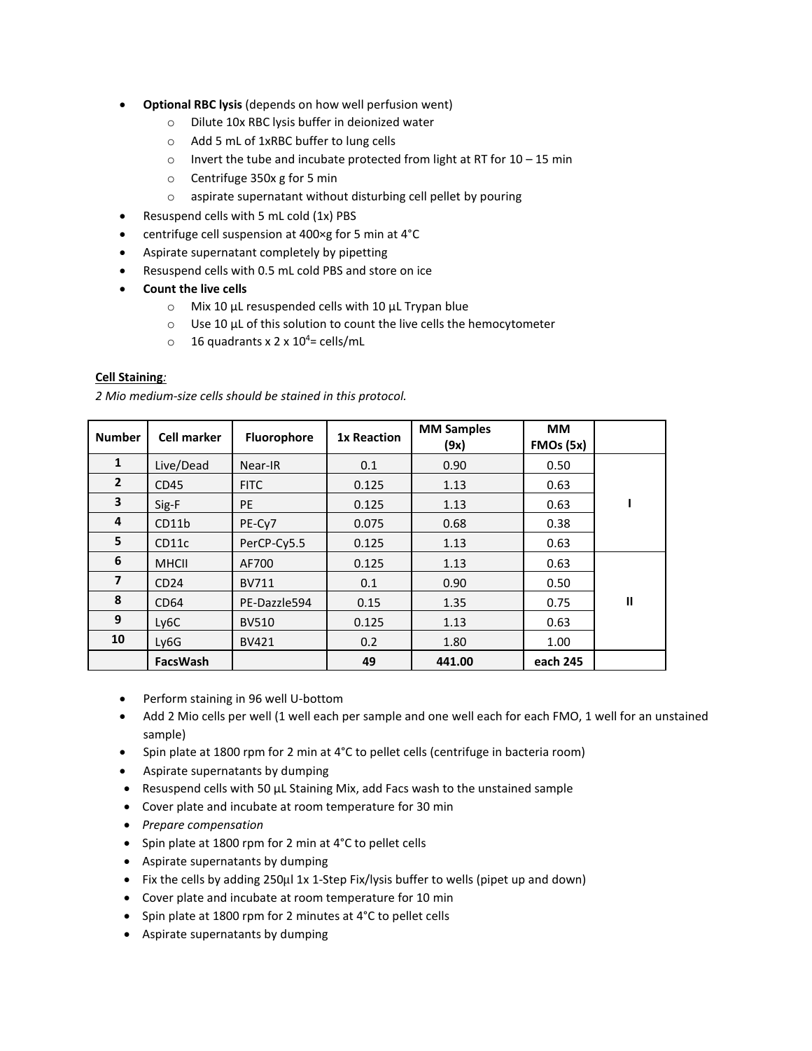- **Optional RBC lysis** (depends on how well perfusion went)
  - Dilute 10x RBC lysis buffer in deionized water
  - Add 5 mL of 1xRBC buffer to lung cells
  - Invert the tube and incubate protected from light at RT for 10 – 15 min
  - Centrifuge 350x g for 5 min
  - aspirate supernatant without disturbing cell pellet by pouring
- Resuspend cells with 5 mL cold (1x) PBS
- centrifuge cell suspension at 400×g for 5 min at 4°C
- Aspirate supernatant completely by pipetting
- Resuspend cells with 0.5 mL cold PBS and store on ice
- **Count the live cells**
  - Mix 10 µL resuspended cells with 10 µL Trypan blue
  - Use 10 µL of this solution to count the live cells the hemocytometer
  - 16 quadrants x 2 x $10^4$= cells/mL

<u>**Cell Staining**</u>*:*

*2 Mio medium-size cells should be stained in this protocol.*

| Number | Cell marker | Fluorophore | 1x Reaction | MM Samples (9x) | MM FMOs (5x) | |
|---|---|---|---|---|---|---|
| 1 | Live/Dead | Near-IR | 0.1 | 0.90 | 0.50 | I |
| 2 | CD45 | FITC | 0.125 | 1.13 | 0.63 | |
| 3 | Sig-F | PE | 0.125 | 1.13 | 0.63 | |
| 4 | CD11b | PE-Cy7 | 0.075 | 0.68 | 0.38 | |
| 5 | CD11c | PerCP-Cy5.5 | 0.125 | 1.13 | 0.63 | |
| 6 | MHCII | AF700 | 0.125 | 1.13 | 0.63 | II |
| 7 | CD24 | BV711 | 0.1 | 0.90 | 0.50 | |
| 8 | CD64 | PE-Dazzle594 | 0.15 | 1.35 | 0.75 | |
| 9 | Ly6C | BV510 | 0.125 | 1.13 | 0.63 | |
| 10 | Ly6G | BV421 | 0.2 | 1.80 | 1.00 | |
| | **FacsWash** | | **49** | **441.00** | **each 245** | |

- Perform staining in 96 well U-bottom
- Add 2 Mio cells per well (1 well each per sample and one well each for each FMO, 1 well for an unstained sample)
- Spin plate at 1800 rpm for 2 min at 4°C to pellet cells (centrifuge in bacteria room)
- Aspirate supernatants by dumping
- Resuspend cells with 50 µL Staining Mix, add Facs wash to the unstained sample
- Cover plate and incubate at room temperature for 30 min
- *Prepare compensation*
- Spin plate at 1800 rpm for 2 min at 4°C to pellet cells
- Aspirate supernatants by dumping
- Fix the cells by adding 250µl 1x 1-Step Fix/lysis buffer to wells (pipet up and down)
- Cover plate and incubate at room temperature for 10 min
- Spin plate at 1800 rpm for 2 minutes at 4°C to pellet cells
- Aspirate supernatants by dumping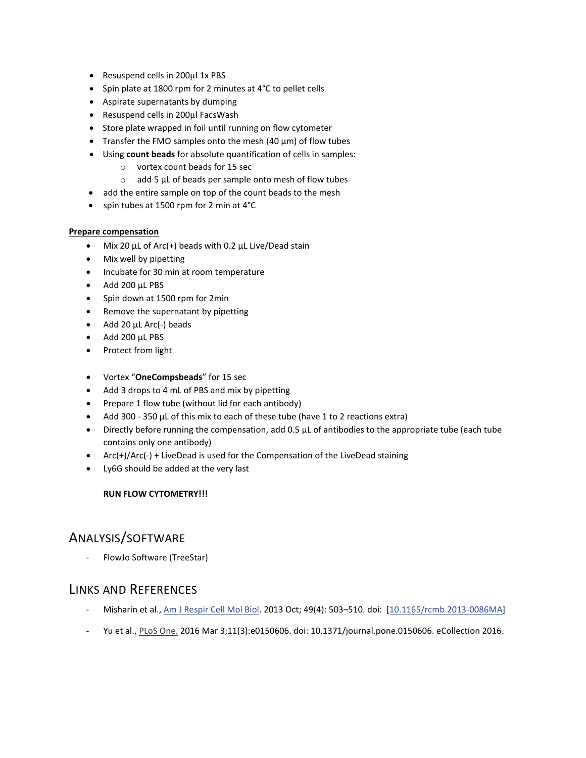- Resuspend cells in 200µl 1x PBS
- Spin plate at 1800 rpm for 2 minutes at 4°C to pellet cells
- Aspirate supernatants by dumping
- Resuspend cells in 200µl FacsWash
- Store plate wrapped in foil until running on flow cytometer
- Transfer the FMO samples onto the mesh (40 µm) of flow tubes
- Using **count beads** for absolute quantification of cells in samples:
    - vortex count beads for 15 sec
    - add 5 µL of beads per sample onto mesh of flow tubes
- add the entire sample on top of the count beads to the mesh
- spin tubes at 1500 rpm for 2 min at 4°C

**Prepare compensation**

- Mix 20 µL of Arc(+) beads with 0.2 µL Live/Dead stain
- Mix well by pipetting
- Incubate for 30 min at room temperature
- Add 200 µL PBS
- Spin down at 1500 rpm for 2min
- Remove the supernatant by pipetting
- Add 20 µL Arc(-) beads
- Add 200 µL PBS
- Protect from light

- Vortex "**OneCompsbeads**" for 15 sec
- Add 3 drops to 4 mL of PBS and mix by pipetting
- Prepare 1 flow tube (without lid for each antibody)
- Add 300 - 350 µL of this mix to each of these tube (have 1 to 2 reactions extra)
- Directly before running the compensation, add 0.5 µL of antibodies to the appropriate tube (each tube contains only one antibody)
- Arc(+)/Arc(-) + LiveDead is used for the Compensation of the LiveDead staining
- Ly6G should be added at the very last

**RUN FLOW CYTOMETRY!!!**

## ANALYSIS/SOFTWARE

- FlowJo Software (TreeStar)

## LINKS AND REFERENCES

- Misharin et al., Am J Respir Cell Mol Biol. 2013 Oct; 49(4): 503–510. doi: [10.1165/rcmb.2013-0086MA]
- Yu et al., PLoS One. 2016 Mar 3;11(3):e0150606. doi: 10.1371/journal.pone.0150606. eCollection 2016.